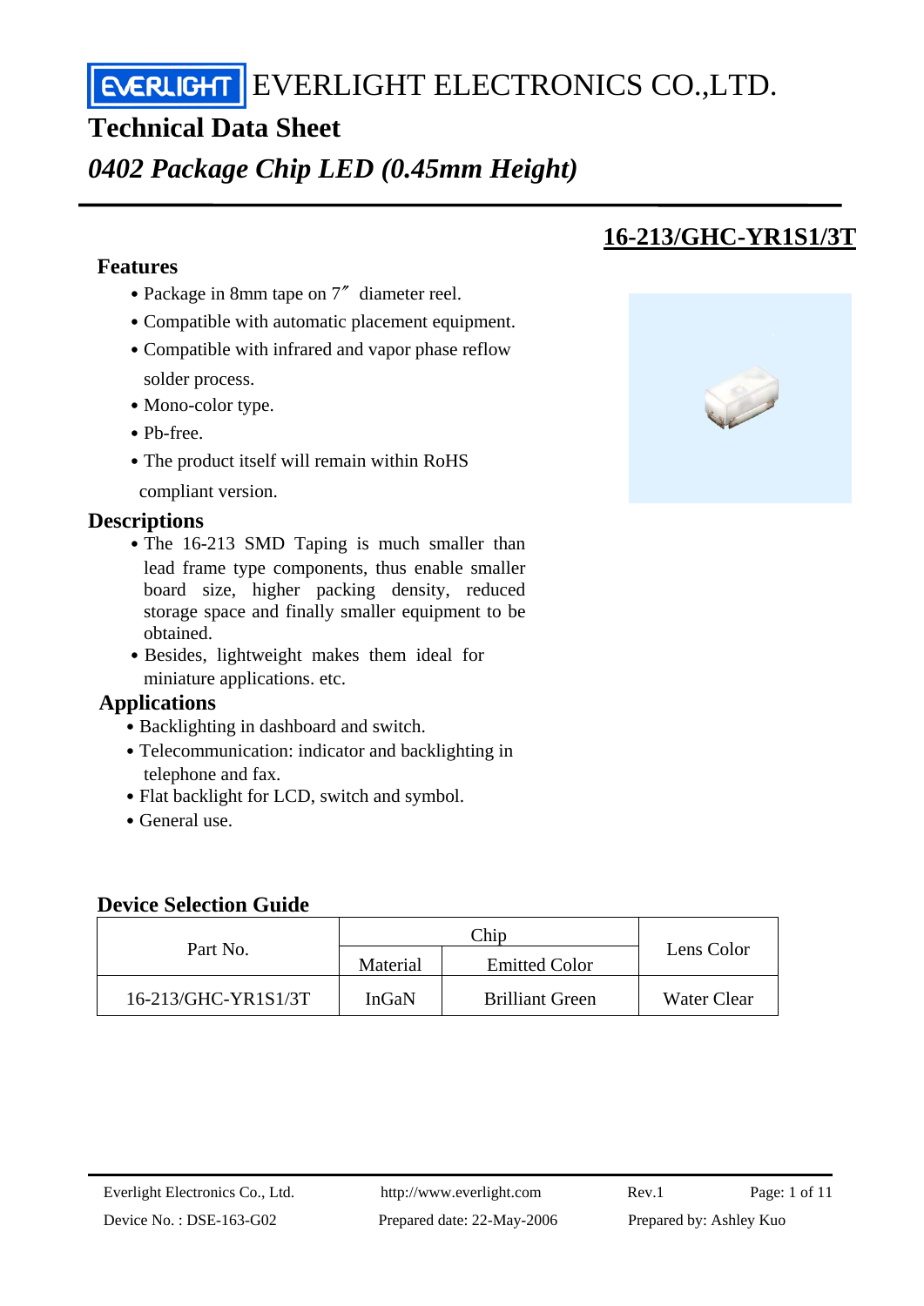EVERLIGHT ELECTRONICS CO.,LTD.

# Technical Data Sheet

## *0402 Package Chip LED (0.45mm Height)*

## 16-213/GHC-YR1S1/3T

### Features

- Package in 8mm tape on 7″ diameter reel.
- Compatible with automatic placement equipment.
- Compatible with infrared and vapor phase reflow solder process.
- Mono-color type.
- Pb-free.
- The product itself will remain within RoHS compliant version.

### Descriptions

- The 16-213 SMD Taping is much smaller than lead frame type components, thus enable smaller board size, higher packing density, reduced storage space and finally smaller equipment to be obtained.
- Besides, lightweight makes them ideal for miniature applications. etc.

### Applications

- Backlighting in dashboard and switch.
- Telecommunication: indicator and backlighting in telephone and fax.
- Flat backlight for LCD, switch and symbol.
- General use.

### Device Selection Guide

| Part No. | Chip | | Lens Color |
|---|---|---|---|
| | Material | Emitted Color | |
| 16-213/GHC-YR1S1/3T | InGaN | Brilliant Green | Water Clear |

Everlight Electronics Co., Ltd. http://www.everlight.com Rev.1

Device No. : DSE-163-G02 Prepared date: 22-May-2006 Prepared by: Ashley Kuo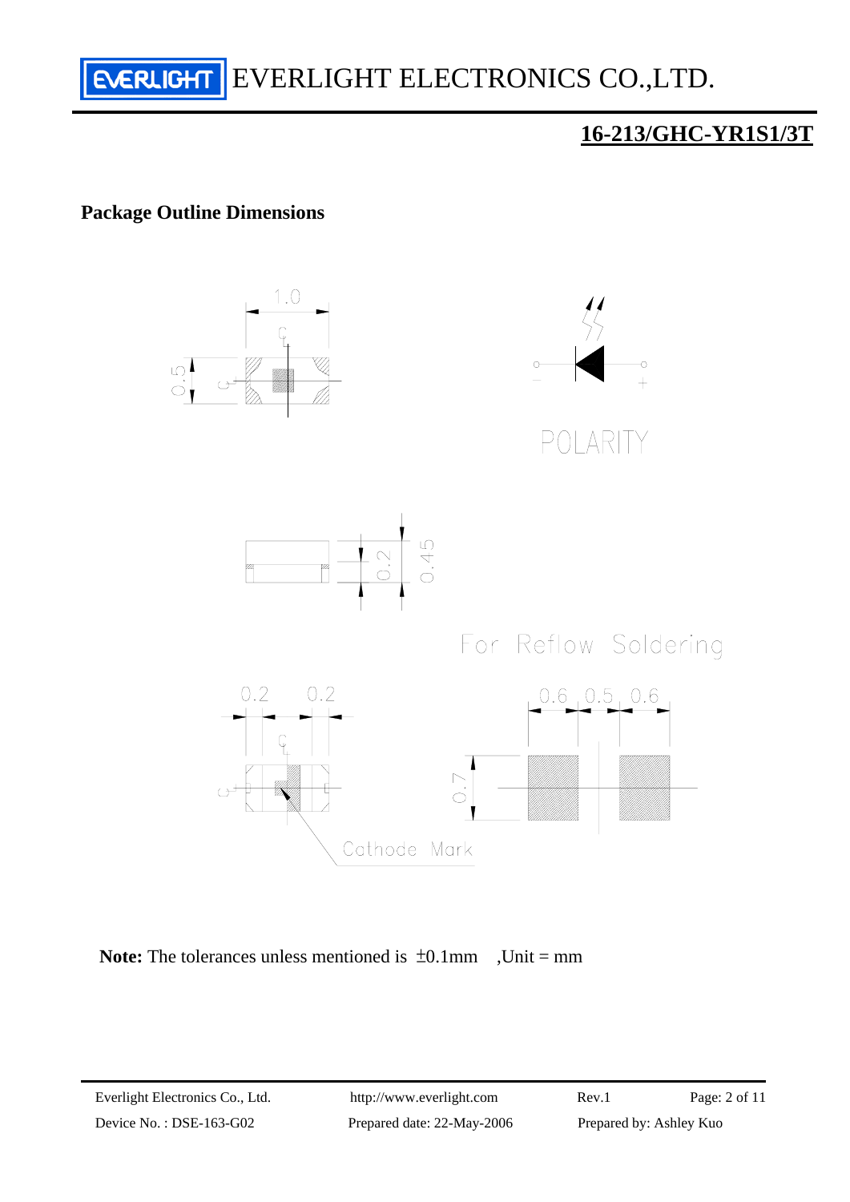## Package Outline Dimensions

1.0

0.5

POLARITY

0.2

0.45

For Reflow Soldering

0.2 0.2

0.6 0.5 0.6

0.7

Cathode Mark

**Note:** The tolerances unless mentioned is ±0.1mm ,Unit = mm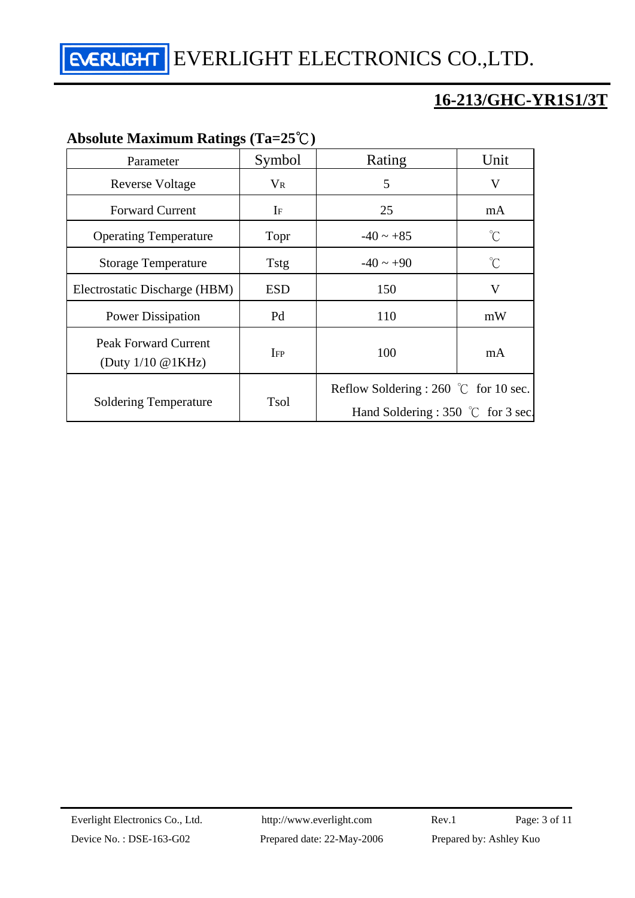## 16-213/GHC-YR1S1/3T

### Absolute Maximum Ratings (Ta=25℃)

| Parameter | Symbol | Rating | Unit |
|---|---|---|---|
| Reverse Voltage | $V_R$ | 5 | V |
| Forward Current | $I_F$ | 25 | mA |
| Operating Temperature | Topr | -40 ~ +85 | ℃ |
| Storage Temperature | Tstg | -40 ~ +90 | ℃ |
| Electrostatic Discharge (HBM) | ESD | 150 | V |
| Power Dissipation | Pd | 110 | mW |
| Peak Forward Current (Duty 1/10 @1KHz) | $I_{FP}$ | 100 | mA |
| Soldering Temperature | Tsol | Reflow Soldering : 260 ℃ for 10 sec.<br>Hand Soldering : 350 ℃ for 3 sec. | |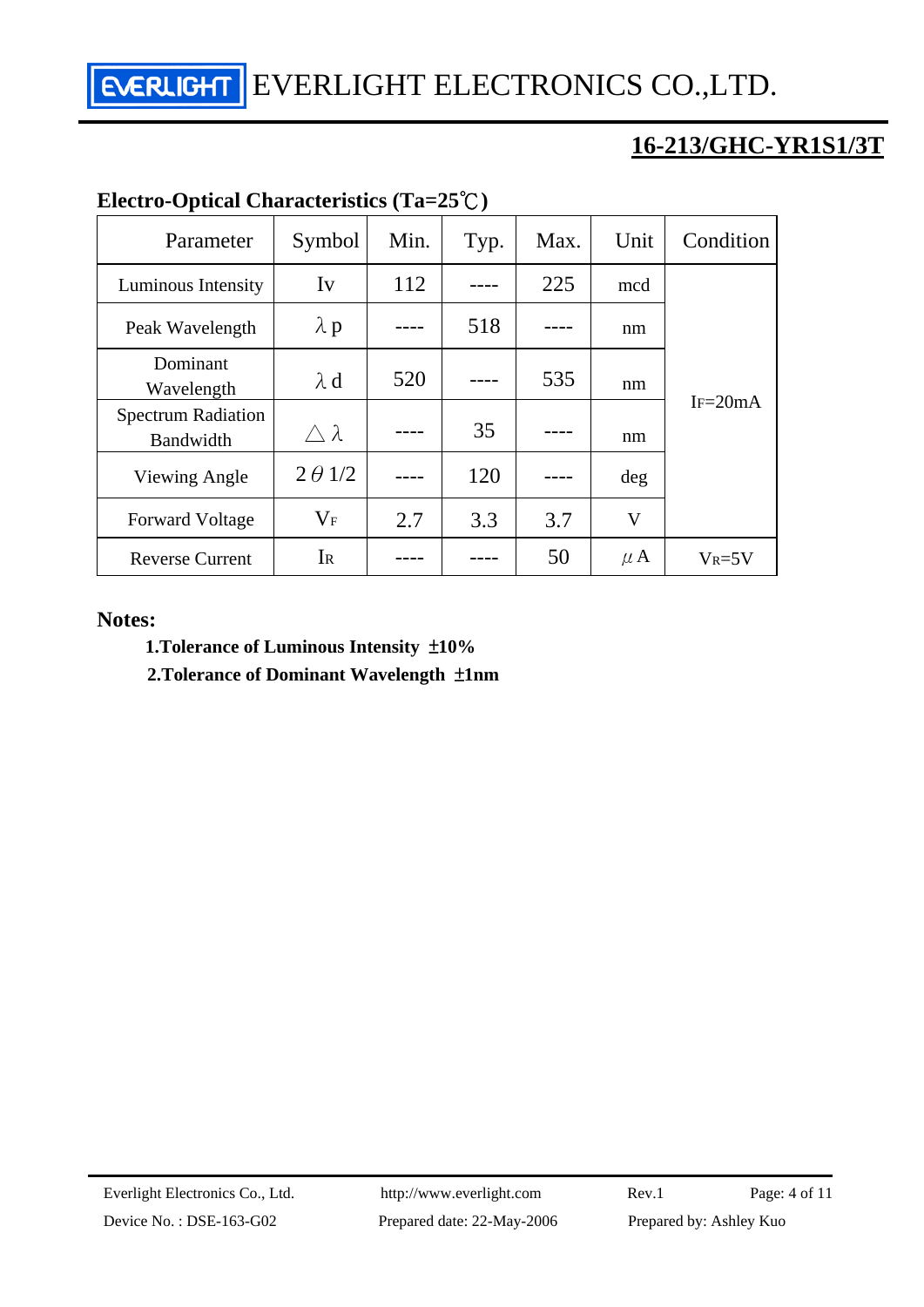## 16-213/GHC-YR1S1/3T

### Electro-Optical Characteristics (Ta=25℃)

| Parameter | Symbol | Min. | Typ. | Max. | Unit | Condition |
|---|---|---|---|---|---|---|
| Luminous Intensity | Iv | 112 | ---- | 225 | mcd | $I_F$=20mA |
| Peak Wavelength | $\lambda p$ | ---- | 518 | ---- | nm | |
| Dominant Wavelength | $\lambda d$ | 520 | ---- | 535 | nm | |
| Spectrum Radiation Bandwidth | $\triangle\lambda$ | ---- | 35 | ---- | nm | |
| Viewing Angle | $2\theta 1/2$ | ---- | 120 | ---- | deg | |
| Forward Voltage | $V_F$ | 2.7 | 3.3 | 3.7 | V | |
| Reverse Current | $I_R$ | ---- | ---- | 50 | $\mu$A | $V_R$=5V |

### Notes:

**1.Tolerance of Luminous Intensity ±10%**

**2.Tolerance of Dominant Wavelength ±1nm**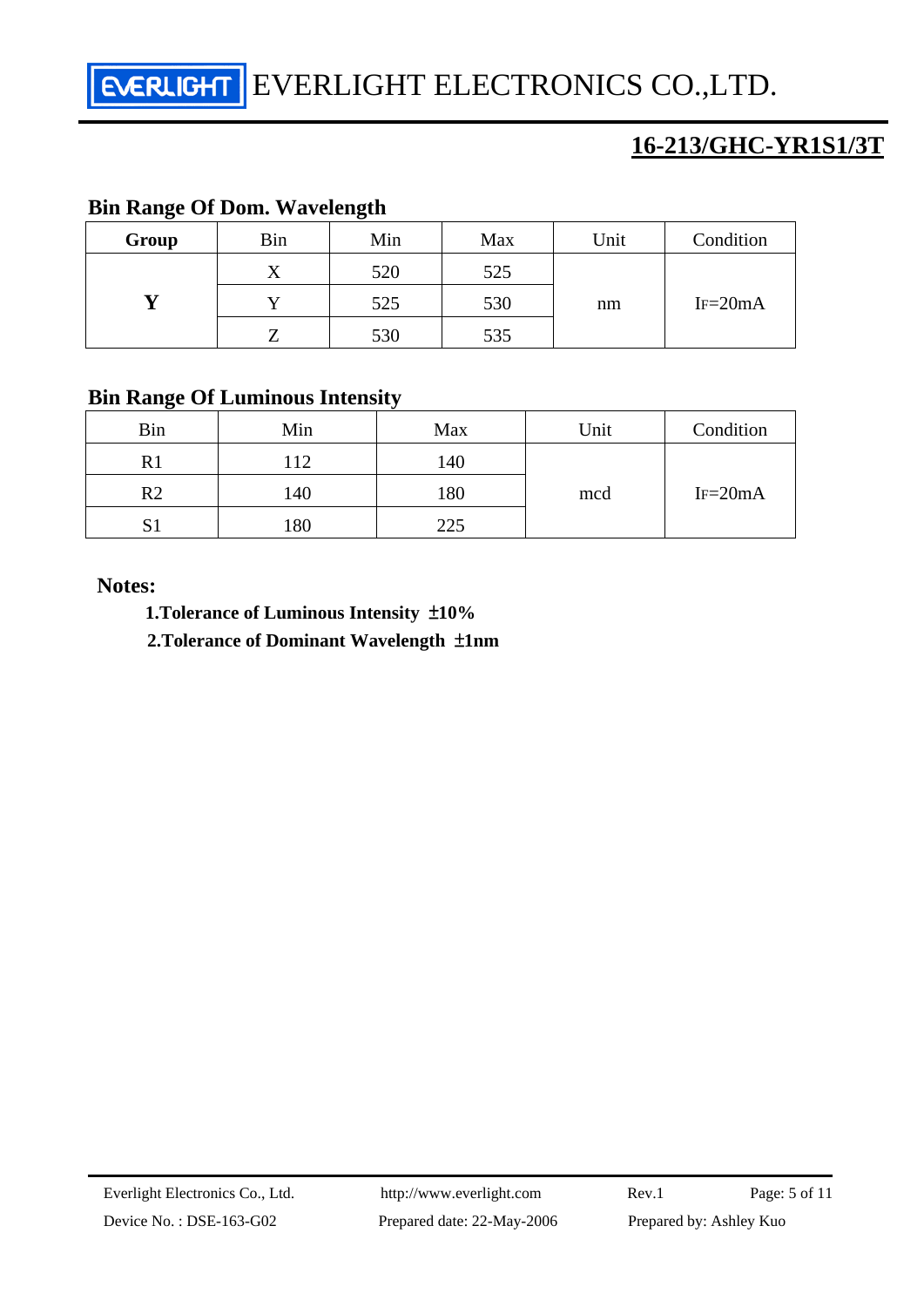## Bin Range Of Dom. Wavelength

| Group | Bin | Min | Max | Unit | Condition |
|---|---|---|---|---|---|
| **Y** | X | 520 | 525 | nm | $I_F$=20mA |
| | Y | 525 | 530 | | |
| | Z | 530 | 535 | | |

## Bin Range Of Luminous Intensity

| Bin | Min | Max | Unit | Condition |
|---|---|---|---|---|
| R1 | 112 | 140 | mcd | $I_F$=20mA |
| R2 | 140 | 180 | | |
| S1 | 180 | 225 | | |

**Notes:**

**1.Tolerance of Luminous Intensity ±10%**

**2.Tolerance of Dominant Wavelength ±1nm**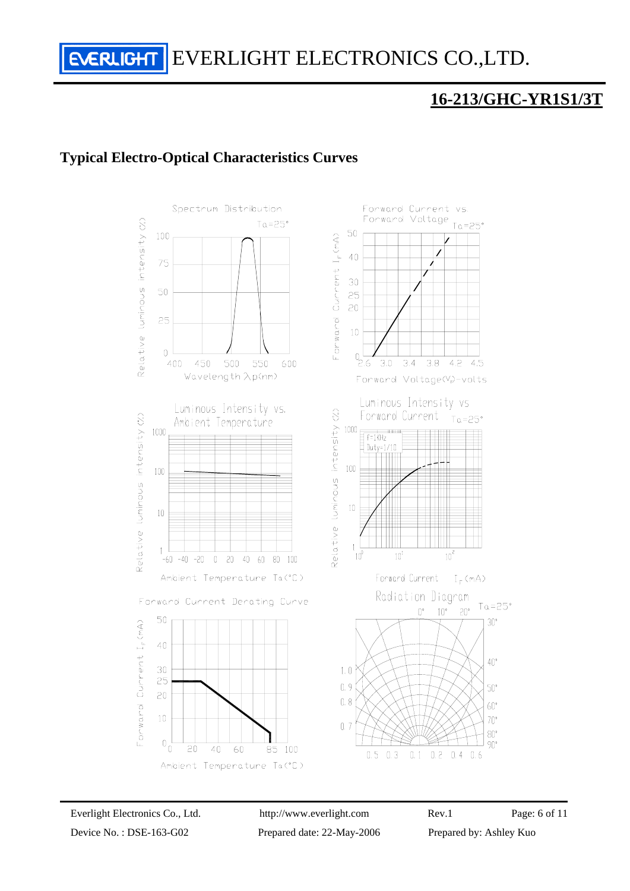## 16-213/GHC-YR1S1/3T

### Typical Electro-Optical Characteristics Curves

Spectrum Distribution
Ta=25°
Relative luminous intensity (%)
100
75
50
25
0
400 450 500 550 600
Wavelength λp(nm)

Forward Current vs. Forward Voltage
Ta=25°
Forward Current $I_F$(mA)
50
40
30
25
20
10
0
2.6 3.0 3.4 3.8 4.2 4.5
Forward Voltage($V_F$)-volts

Luminous Intensity vs. Ambient Temperature
Relative luminous intensity (%)
1000
100
10
1
-60 -40 -20 0 20 40 60 80 100
Ambient Temperature Ta(°C)

Luminous Intensity vs Forward Current
Ta=25°
f=1KHz
Duty=1/10
Relative luminous intensity (%)
1000
100
10
1
$10^0$ $10^1$ $10^2$
Forward Current $I_F$(mA)

Forward Current Derating Curve
Forward Current $I_F$(mA)
50
40
30
25
20
10
0
0 20 40 60 85 100
Ambient Temperature Ta(°C)

Radiation Diagram
Ta=25°
0° 10° 20° 30° 40° 50° 60° 70° 80° 90°
1.0
0.9
0.8
0.7
0.5 0.3 0.1 0.2 0.4 0.6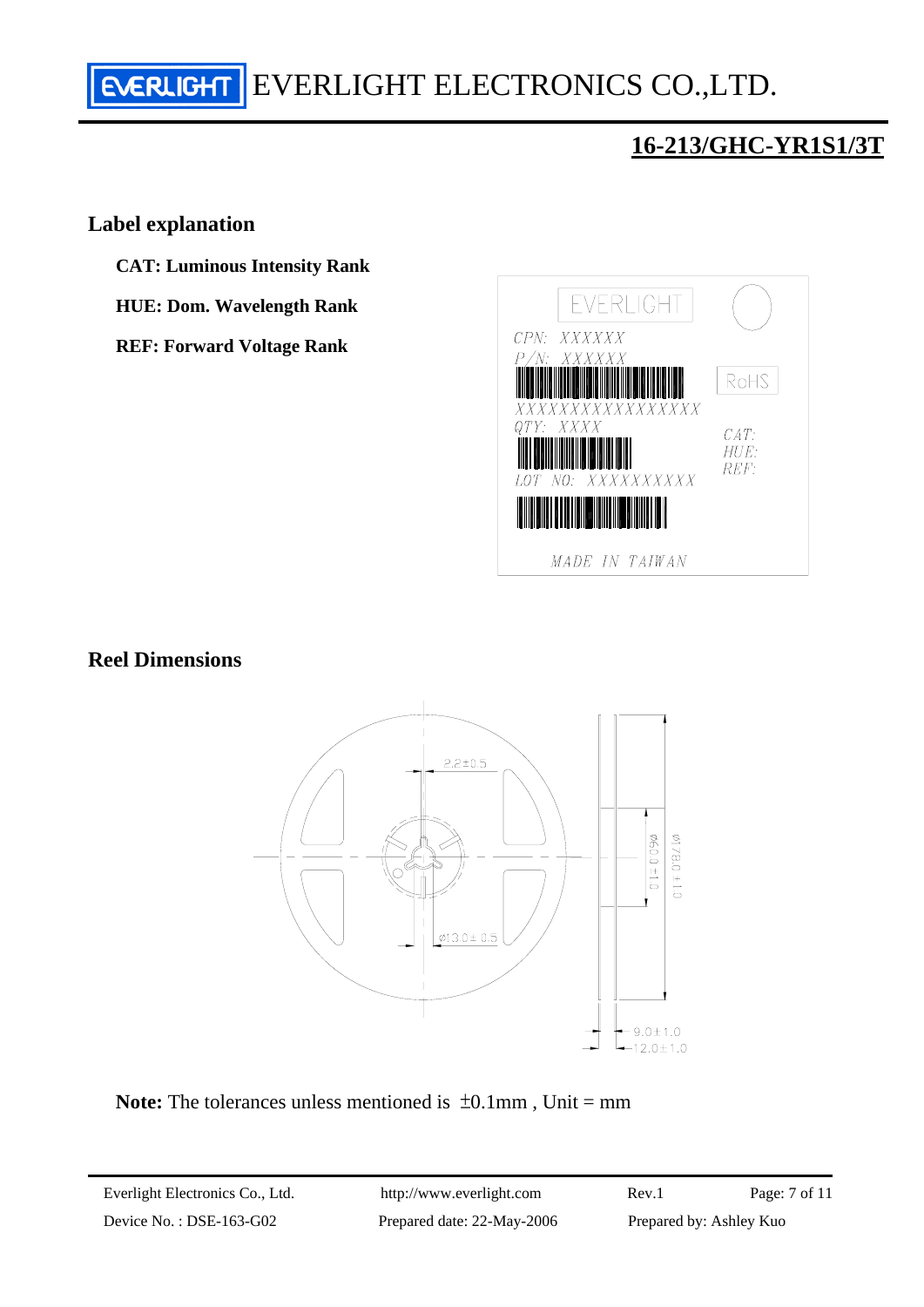## Label explanation

**CAT: Luminous Intensity Rank**

**HUE: Dom. Wavelength Rank**

**REF: Forward Voltage Rank**

## Reel Dimensions

**Note:** The tolerances unless mentioned is ±0.1mm , Unit = mm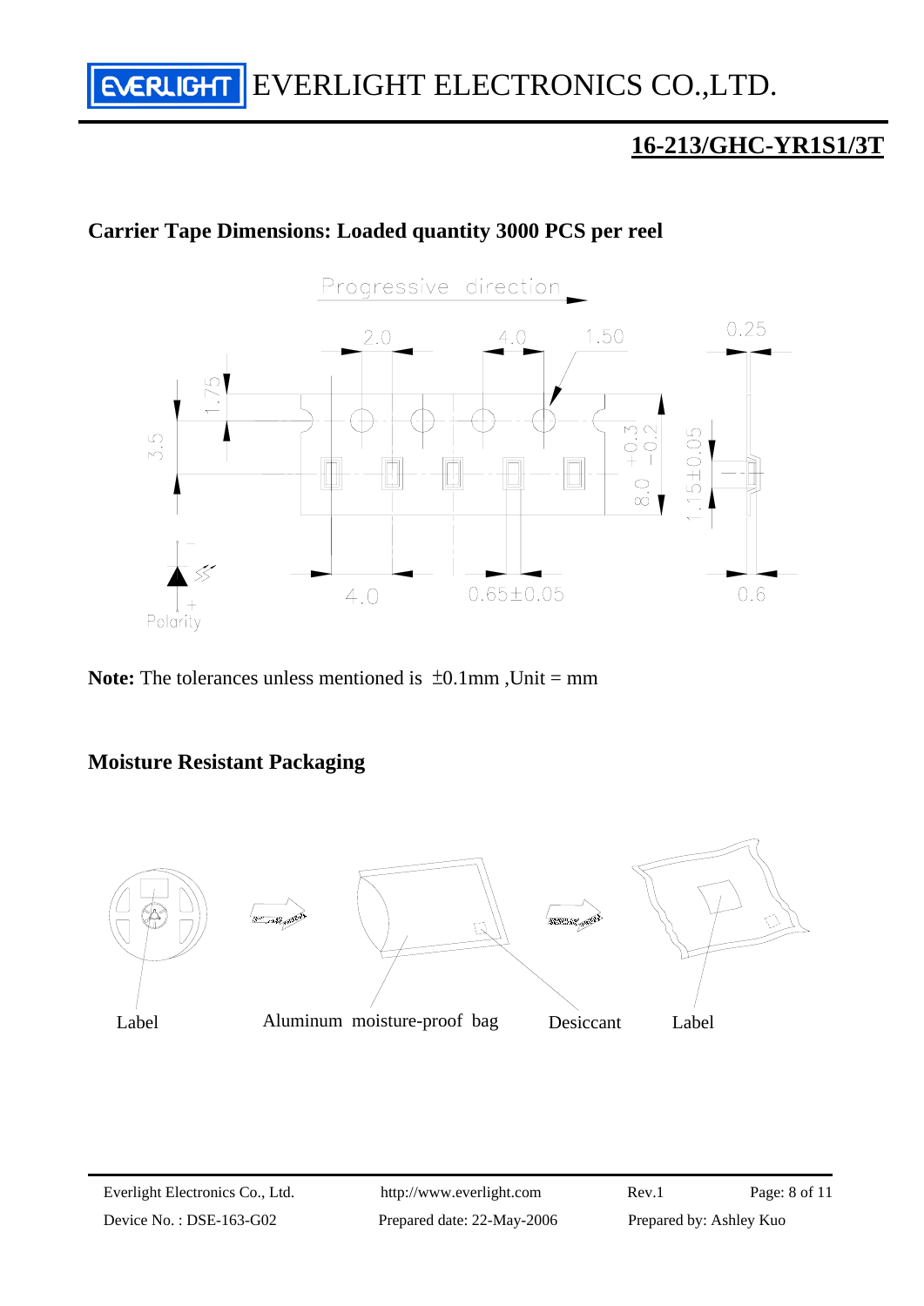## 16-213/GHC-YR1S1/3T

### Carrier Tape Dimensions: Loaded quantity 3000 PCS per reel

**Note:** The tolerances unless mentioned is ±0.1mm ,Unit = mm

### Moisture Resistant Packaging

Label　　Aluminum moisture-proof bag　　Desiccant　　Label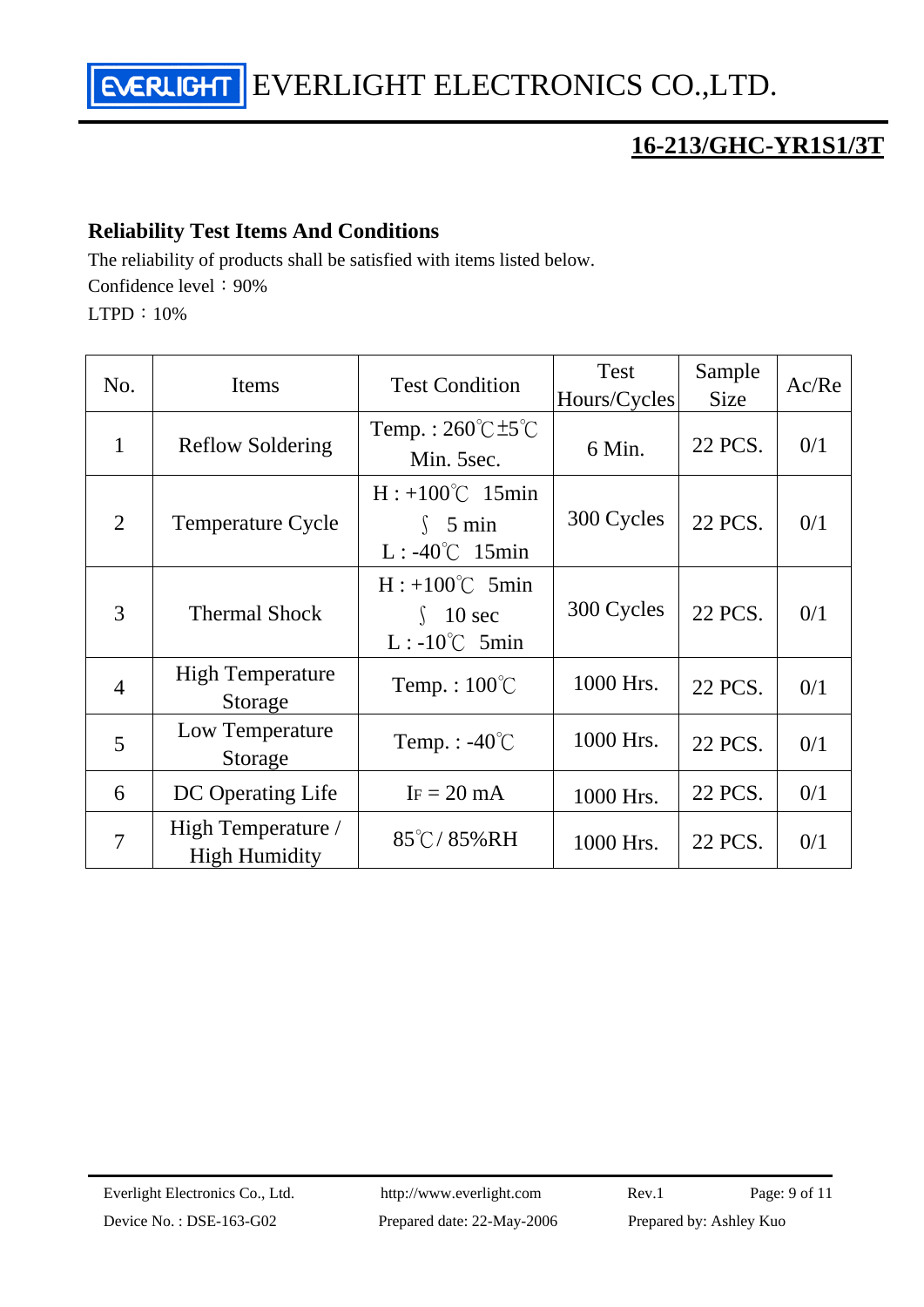EVERLIGHT ELECTRONICS CO.,LTD.

**16-213/GHC-YR1S1/3T**

## Reliability Test Items And Conditions

The reliability of products shall be satisfied with items listed below.

Confidence level：90%

LTPD：10%

| No. | Items | Test Condition | Test Hours/Cycles | Sample Size | Ac/Re |
|---|---|---|---|---|---|
| 1 | Reflow Soldering | Temp.：260℃±5℃ Min. 5sec. | 6 Min. | 22 PCS. | 0/1 |
| 2 | Temperature Cycle | H : +100℃ 15min ∫ 5 min L : -40℃ 15min | 300 Cycles | 22 PCS. | 0/1 |
| 3 | Thermal Shock | H : +100℃ 5min ∫ 10 sec L : -10℃ 5min | 300 Cycles | 22 PCS. | 0/1 |
| 4 | High Temperature Storage | Temp.：100℃ | 1000 Hrs. | 22 PCS. | 0/1 |
| 5 | Low Temperature Storage | Temp.：-40℃ | 1000 Hrs. | 22 PCS. | 0/1 |
| 6 | DC Operating Life | $I_F$ = 20 mA | 1000 Hrs. | 22 PCS. | 0/1 |
| 7 | High Temperature / High Humidity | 85℃/ 85%RH | 1000 Hrs. | 22 PCS. | 0/1 |

Everlight Electronics Co., Ltd. http://www.everlight.com Rev.1

Device No.：DSE-163-G02 Prepared date: 22-May-2006 Prepared by: Ashley Kuo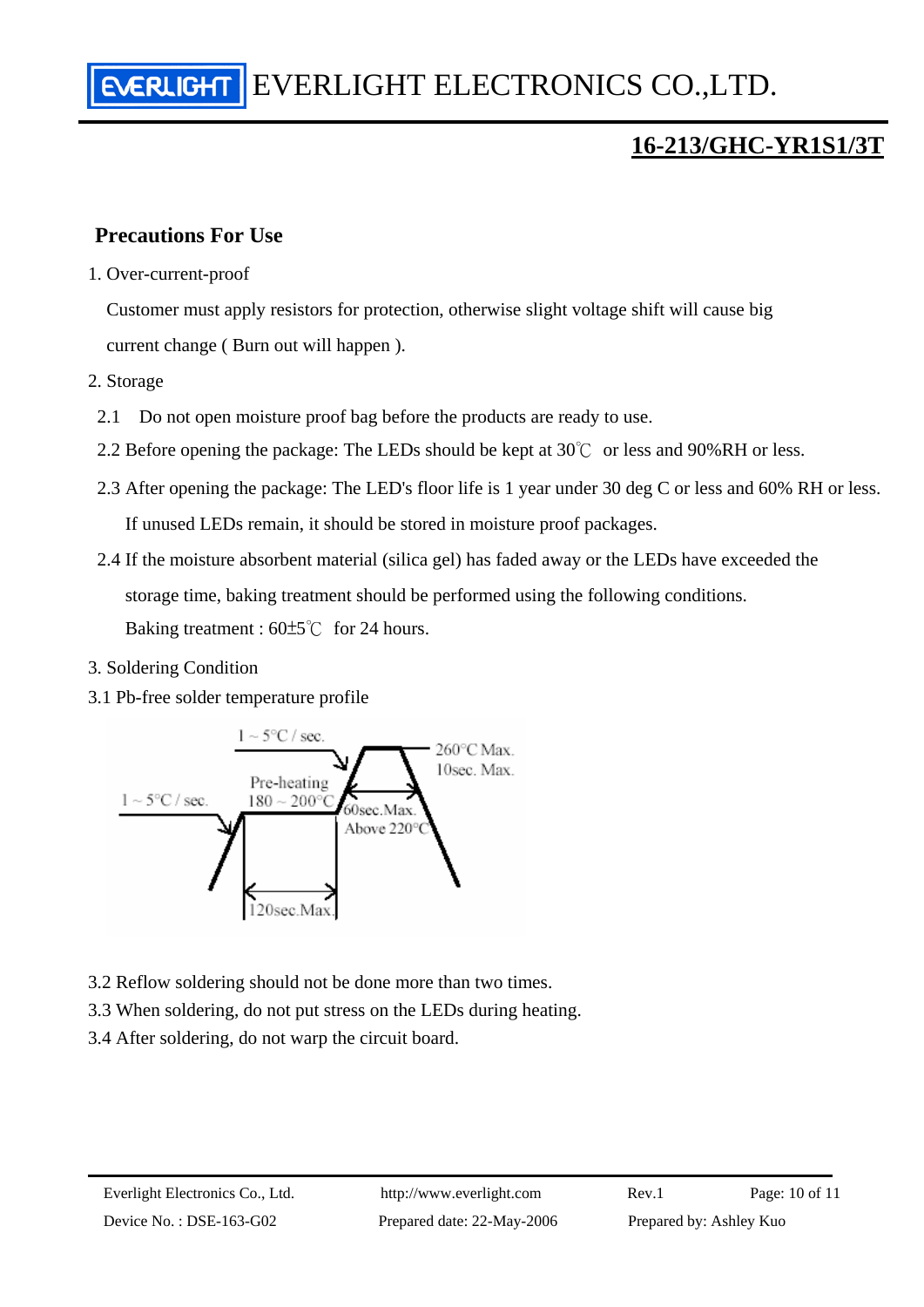## Precautions For Use

1. Over-current-proof

   Customer must apply resistors for protection, otherwise slight voltage shift will cause big current change ( Burn out will happen ).

2. Storage

   2.1 Do not open moisture proof bag before the products are ready to use.

   2.2 Before opening the package: The LEDs should be kept at 30℃ or less and 90%RH or less.

   2.3 After opening the package: The LED's floor life is 1 year under 30 deg C or less and 60% RH or less. If unused LEDs remain, it should be stored in moisture proof packages.

   2.4 If the moisture absorbent material (silica gel) has faded away or the LEDs have exceeded the storage time, baking treatment should be performed using the following conditions.

   Baking treatment : 60±5℃ for 24 hours.

3. Soldering Condition

3.1 Pb-free solder temperature profile

1 ~ 5°C / sec.
1 ~ 5°C / sec.
Pre-heating 180 ~ 200°C
260°C Max.
10sec. Max.
60sec.Max. Above 220°C
120sec.Max.

3.2 Reflow soldering should not be done more than two times.

3.3 When soldering, do not put stress on the LEDs during heating.

3.4 After soldering, do not warp the circuit board.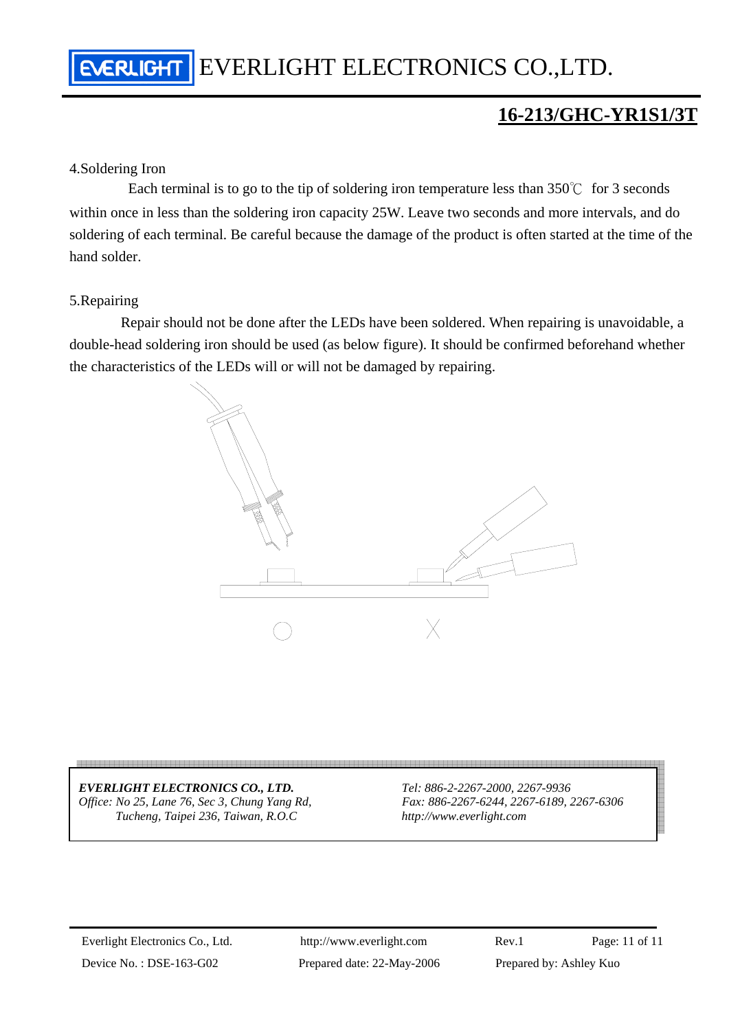## 4.Soldering Iron

Each terminal is to go to the tip of soldering iron temperature less than 350℃ for 3 seconds within once in less than the soldering iron capacity 25W. Leave two seconds and more intervals, and do soldering of each terminal. Be careful because the damage of the product is often started at the time of the hand solder.

## 5.Repairing

Repair should not be done after the LEDs have been soldered. When repairing is unavoidable, a double-head soldering iron should be used (as below figure). It should be confirmed beforehand whether the characteristics of the LEDs will or will not be damaged by repairing.

○

╳

***EVERLIGHT ELECTRONICS CO., LTD.***
*Office: No 25, Lane 76, Sec 3, Chung Yang Rd,*
*Tucheng, Taipei 236, Taiwan, R.O.C*

*Tel: 886-2-2267-2000, 2267-9936*
*Fax: 886-2267-6244, 2267-6189, 2267-6306*
*http://www.everlight.com*